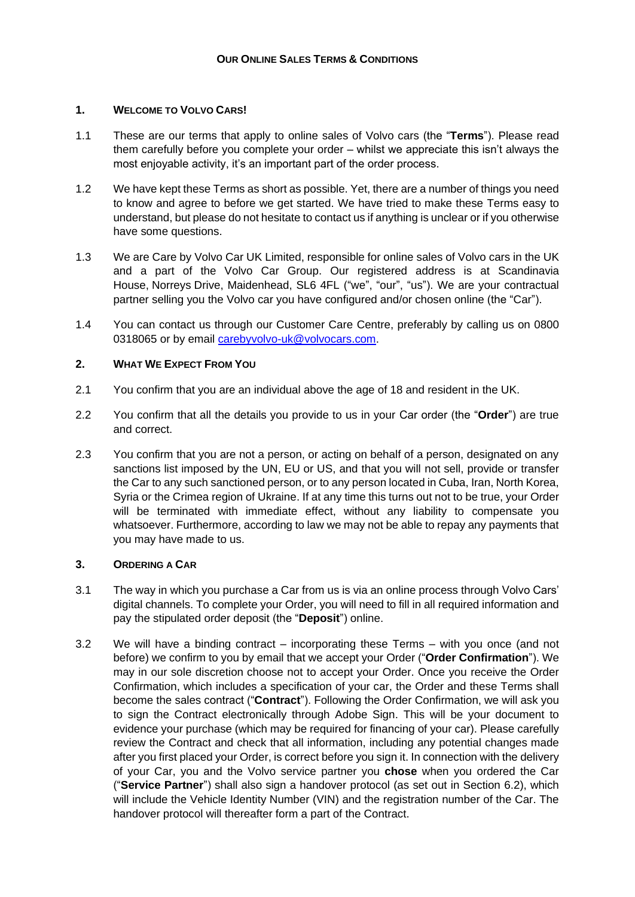# OUR ONLINE SALES TERMS & CONDITIONS

## 1. WELCOME TO VOLVO CARS!

1.1 These are our terms that apply to online sales of Volvo cars (the "**Terms**"). Please read them carefully before you complete your order – whilst we appreciate this isn't always the most enjoyable activity, it's an important part of the order process.

1.2 We have kept these Terms as short as possible. Yet, there are a number of things you need to know and agree to before we get started. We have tried to make these Terms easy to understand, but please do not hesitate to contact us if anything is unclear or if you otherwise have some questions.

1.3 We are Care by Volvo Car UK Limited, responsible for online sales of Volvo cars in the UK and a part of the Volvo Car Group. Our registered address is at Scandinavia House, Norreys Drive, Maidenhead, SL6 4FL ("we", "our", "us"). We are your contractual partner selling you the Volvo car you have configured and/or chosen online (the "Car").

1.4 You can contact us through our Customer Care Centre, preferably by calling us on 0800 0318065 or by email carebyvolvo-uk@volvocars.com.

## 2. WHAT WE EXPECT FROM YOU

2.1 You confirm that you are an individual above the age of 18 and resident in the UK.

2.2 You confirm that all the details you provide to us in your Car order (the "**Order**") are true and correct.

2.3 You confirm that you are not a person, or acting on behalf of a person, designated on any sanctions list imposed by the UN, EU or US, and that you will not sell, provide or transfer the Car to any such sanctioned person, or to any person located in Cuba, Iran, North Korea, Syria or the Crimea region of Ukraine. If at any time this turns out not to be true, your Order will be terminated with immediate effect, without any liability to compensate you whatsoever. Furthermore, according to law we may not be able to repay any payments that you may have made to us.

## 3. ORDERING A CAR

3.1 The way in which you purchase a Car from us is via an online process through Volvo Cars' digital channels. To complete your Order, you will need to fill in all required information and pay the stipulated order deposit (the "**Deposit**") online.

3.2 We will have a binding contract – incorporating these Terms – with you once (and not before) we confirm to you by email that we accept your Order ("**Order Confirmation**"). We may in our sole discretion choose not to accept your Order. Once you receive the Order Confirmation, which includes a specification of your car, the Order and these Terms shall become the sales contract ("**Contract**"). Following the Order Confirmation, we will ask you to sign the Contract electronically through Adobe Sign. This will be your document to evidence your purchase (which may be required for financing of your car). Please carefully review the Contract and check that all information, including any potential changes made after you first placed your Order, is correct before you sign it. In connection with the delivery of your Car, you and the Volvo service partner you **chose** when you ordered the Car ("**Service Partner**") shall also sign a handover protocol (as set out in Section 6.2), which will include the Vehicle Identity Number (VIN) and the registration number of the Car. The handover protocol will thereafter form a part of the Contract.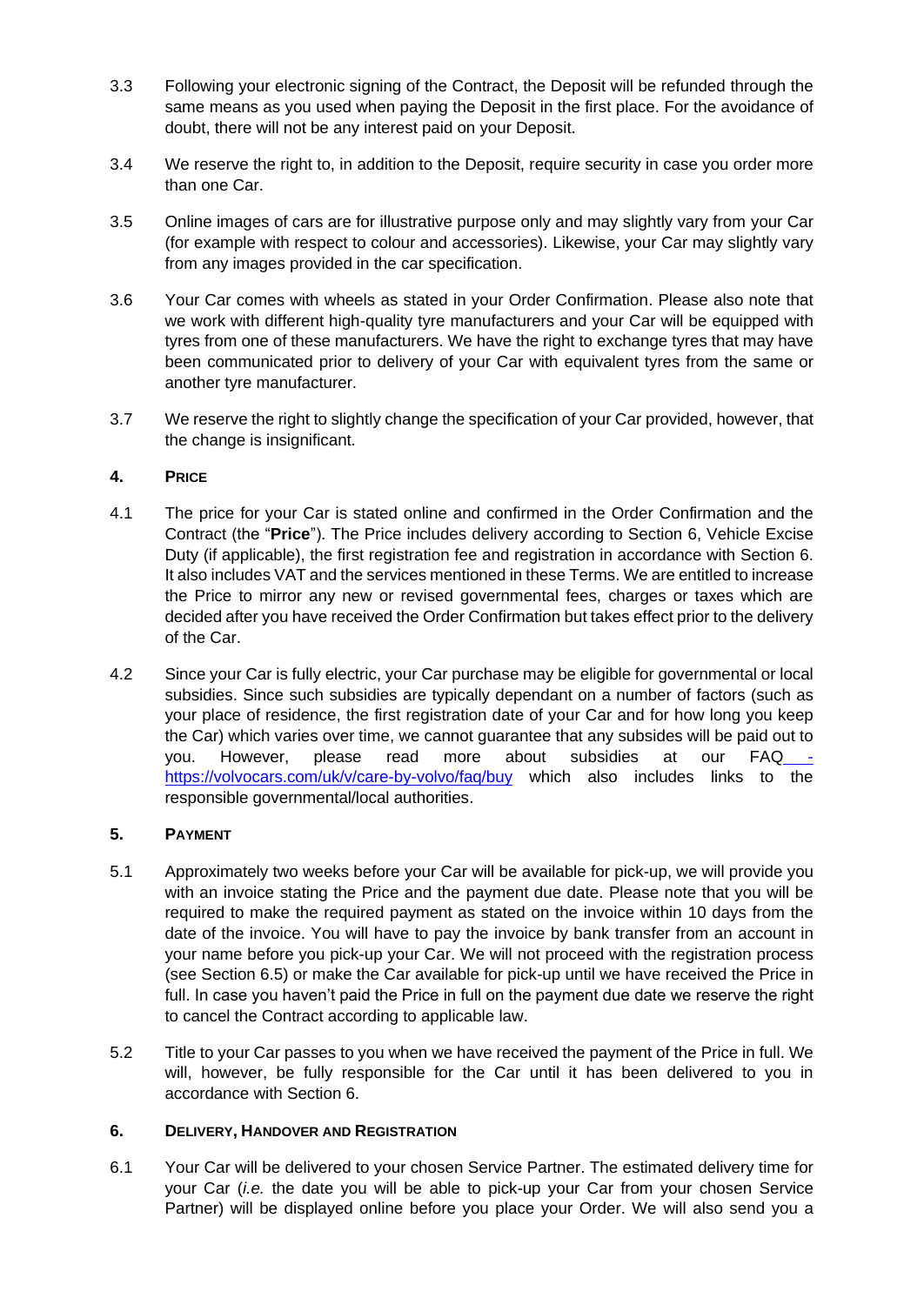3.3 Following your electronic signing of the Contract, the Deposit will be refunded through the same means as you used when paying the Deposit in the first place. For the avoidance of doubt, there will not be any interest paid on your Deposit.

3.4 We reserve the right to, in addition to the Deposit, require security in case you order more than one Car.

3.5 Online images of cars are for illustrative purpose only and may slightly vary from your Car (for example with respect to colour and accessories). Likewise, your Car may slightly vary from any images provided in the car specification.

3.6 Your Car comes with wheels as stated in your Order Confirmation. Please also note that we work with different high-quality tyre manufacturers and your Car will be equipped with tyres from one of these manufacturers. We have the right to exchange tyres that may have been communicated prior to delivery of your Car with equivalent tyres from the same or another tyre manufacturer.

3.7 We reserve the right to slightly change the specification of your Car provided, however, that the change is insignificant.

## 4. PRICE

4.1 The price for your Car is stated online and confirmed in the Order Confirmation and the Contract (the "**Price**"). The Price includes delivery according to Section 6, Vehicle Excise Duty (if applicable), the first registration fee and registration in accordance with Section 6. It also includes VAT and the services mentioned in these Terms. We are entitled to increase the Price to mirror any new or revised governmental fees, charges or taxes which are decided after you have received the Order Confirmation but takes effect prior to the delivery of the Car.

4.2 Since your Car is fully electric, your Car purchase may be eligible for governmental or local subsidies. Since such subsidies are typically dependant on a number of factors (such as your place of residence, the first registration date of your Car and for how long you keep the Car) which varies over time, we cannot guarantee that any subsides will be paid out to you. However, please read more about subsidies at our FAQ - https://volvocars.com/uk/v/care-by-volvo/faq/buy which also includes links to the responsible governmental/local authorities.

## 5. PAYMENT

5.1 Approximately two weeks before your Car will be available for pick-up, we will provide you with an invoice stating the Price and the payment due date. Please note that you will be required to make the required payment as stated on the invoice within 10 days from the date of the invoice. You will have to pay the invoice by bank transfer from an account in your name before you pick-up your Car. We will not proceed with the registration process (see Section 6.5) or make the Car available for pick-up until we have received the Price in full. In case you haven't paid the Price in full on the payment due date we reserve the right to cancel the Contract according to applicable law.

5.2 Title to your Car passes to you when we have received the payment of the Price in full. We will, however, be fully responsible for the Car until it has been delivered to you in accordance with Section 6.

## 6. DELIVERY, HANDOVER AND REGISTRATION

6.1 Your Car will be delivered to your chosen Service Partner. The estimated delivery time for your Car (*i.e.* the date you will be able to pick-up your Car from your chosen Service Partner) will be displayed online before you place your Order. We will also send you a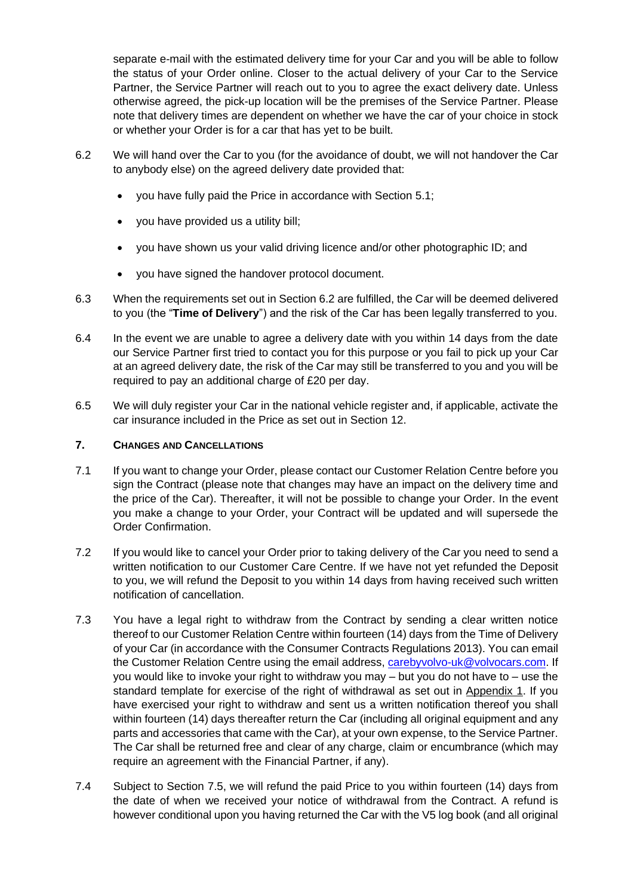separate e-mail with the estimated delivery time for your Car and you will be able to follow the status of your Order online. Closer to the actual delivery of your Car to the Service Partner, the Service Partner will reach out to you to agree the exact delivery date. Unless otherwise agreed, the pick-up location will be the premises of the Service Partner. Please note that delivery times are dependent on whether we have the car of your choice in stock or whether your Order is for a car that has yet to be built.

6.2 We will hand over the Car to you (for the avoidance of doubt, we will not handover the Car to anybody else) on the agreed delivery date provided that:

- you have fully paid the Price in accordance with Section 5.1;
- you have provided us a utility bill;
- you have shown us your valid driving licence and/or other photographic ID; and
- you have signed the handover protocol document.

6.3 When the requirements set out in Section 6.2 are fulfilled, the Car will be deemed delivered to you (the "**Time of Delivery**") and the risk of the Car has been legally transferred to you.

6.4 In the event we are unable to agree a delivery date with you within 14 days from the date our Service Partner first tried to contact you for this purpose or you fail to pick up your Car at an agreed delivery date, the risk of the Car may still be transferred to you and you will be required to pay an additional charge of £20 per day.

6.5 We will duly register your Car in the national vehicle register and, if applicable, activate the car insurance included in the Price as set out in Section 12.

## 7. CHANGES AND CANCELLATIONS

7.1 If you want to change your Order, please contact our Customer Relation Centre before you sign the Contract (please note that changes may have an impact on the delivery time and the price of the Car). Thereafter, it will not be possible to change your Order. In the event you make a change to your Order, your Contract will be updated and will supersede the Order Confirmation.

7.2 If you would like to cancel your Order prior to taking delivery of the Car you need to send a written notification to our Customer Care Centre. If we have not yet refunded the Deposit to you, we will refund the Deposit to you within 14 days from having received such written notification of cancellation.

7.3 You have a legal right to withdraw from the Contract by sending a clear written notice thereof to our Customer Relation Centre within fourteen (14) days from the Time of Delivery of your Car (in accordance with the Consumer Contracts Regulations 2013). You can email the Customer Relation Centre using the email address, carebyvolvo-uk@volvocars.com. If you would like to invoke your right to withdraw you may – but you do not have to – use the standard template for exercise of the right of withdrawal as set out in Appendix 1. If you have exercised your right to withdraw and sent us a written notification thereof you shall within fourteen (14) days thereafter return the Car (including all original equipment and any parts and accessories that came with the Car), at your own expense, to the Service Partner. The Car shall be returned free and clear of any charge, claim or encumbrance (which may require an agreement with the Financial Partner, if any).

7.4 Subject to Section 7.5, we will refund the paid Price to you within fourteen (14) days from the date of when we received your notice of withdrawal from the Contract. A refund is however conditional upon you having returned the Car with the V5 log book (and all original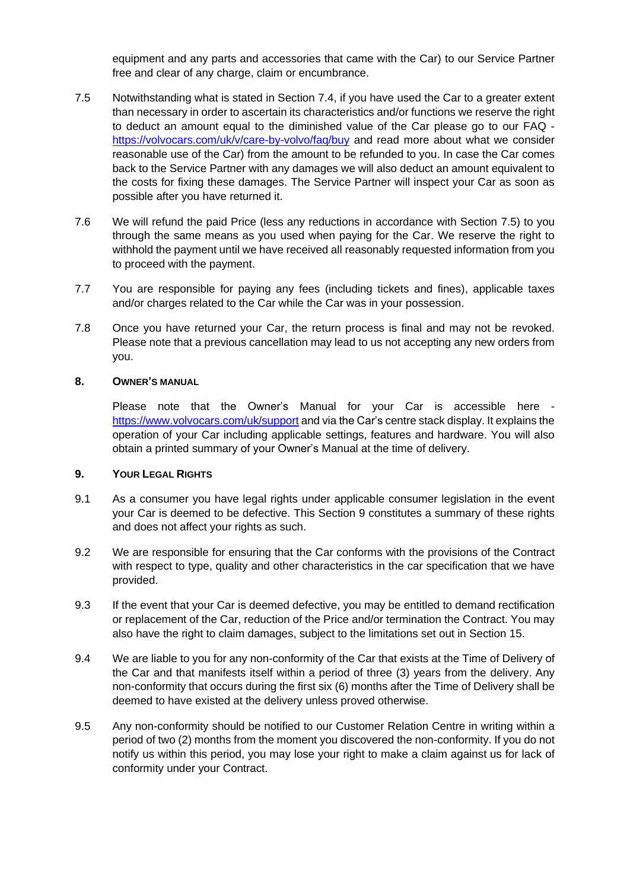equipment and any parts and accessories that came with the Car) to our Service Partner free and clear of any charge, claim or encumbrance.

7.5 Notwithstanding what is stated in Section 7.4, if you have used the Car to a greater extent than necessary in order to ascertain its characteristics and/or functions we reserve the right to deduct an amount equal to the diminished value of the Car please go to our FAQ - [https://volvocars.com/uk/v/care-by-volvo/faq/buy](https://volvocars.com/uk/v/care-by-volvo/faq/buy) and read more about what we consider reasonable use of the Car) from the amount to be refunded to you. In case the Car comes back to the Service Partner with any damages we will also deduct an amount equivalent to the costs for fixing these damages. The Service Partner will inspect your Car as soon as possible after you have returned it.

7.6 We will refund the paid Price (less any reductions in accordance with Section 7.5) to you through the same means as you used when paying for the Car. We reserve the right to withhold the payment until we have received all reasonably requested information from you to proceed with the payment.

7.7 You are responsible for paying any fees (including tickets and fines), applicable taxes and/or charges related to the Car while the Car was in your possession.

7.8 Once you have returned your Car, the return process is final and may not be revoked. Please note that a previous cancellation may lead to us not accepting any new orders from you.

## 8. Owner's Manual

Please note that the Owner's Manual for your Car is accessible here - [https://www.volvocars.com/uk/support](https://www.volvocars.com/uk/support) and via the Car's centre stack display. It explains the operation of your Car including applicable settings, features and hardware. You will also obtain a printed summary of your Owner's Manual at the time of delivery.

## 9. Your Legal Rights

9.1 As a consumer you have legal rights under applicable consumer legislation in the event your Car is deemed to be defective. This Section 9 constitutes a summary of these rights and does not affect your rights as such.

9.2 We are responsible for ensuring that the Car conforms with the provisions of the Contract with respect to type, quality and other characteristics in the car specification that we have provided.

9.3 If the event that your Car is deemed defective, you may be entitled to demand rectification or replacement of the Car, reduction of the Price and/or termination the Contract. You may also have the right to claim damages, subject to the limitations set out in Section 15.

9.4 We are liable to you for any non-conformity of the Car that exists at the Time of Delivery of the Car and that manifests itself within a period of three (3) years from the delivery. Any non-conformity that occurs during the first six (6) months after the Time of Delivery shall be deemed to have existed at the delivery unless proved otherwise.

9.5 Any non-conformity should be notified to our Customer Relation Centre in writing within a period of two (2) months from the moment you discovered the non-conformity. If you do not notify us within this period, you may lose your right to make a claim against us for lack of conformity under your Contract.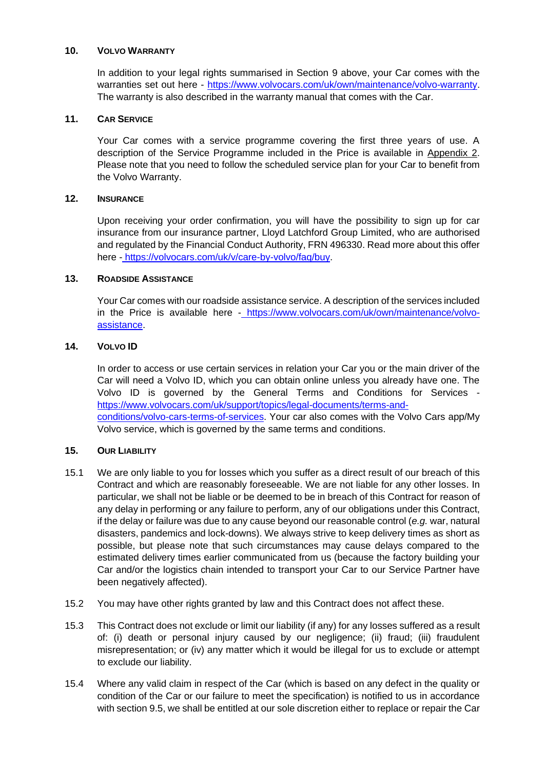## 10. VOLVO WARRANTY

In addition to your legal rights summarised in Section 9 above, your Car comes with the warranties set out here - https://www.volvocars.com/uk/own/maintenance/volvo-warranty. The warranty is also described in the warranty manual that comes with the Car.

## 11. CAR SERVICE

Your Car comes with a service programme covering the first three years of use. A description of the Service Programme included in the Price is available in Appendix 2. Please note that you need to follow the scheduled service plan for your Car to benefit from the Volvo Warranty.

## 12. INSURANCE

Upon receiving your order confirmation, you will have the possibility to sign up for car insurance from our insurance partner, Lloyd Latchford Group Limited, who are authorised and regulated by the Financial Conduct Authority, FRN 496330. Read more about this offer here - https://volvocars.com/uk/v/care-by-volvo/faq/buy.

## 13. ROADSIDE ASSISTANCE

Your Car comes with our roadside assistance service. A description of the services included in the Price is available here - https://www.volvocars.com/uk/own/maintenance/volvo-assistance.

## 14. VOLVO ID

In order to access or use certain services in relation your Car you or the main driver of the Car will need a Volvo ID, which you can obtain online unless you already have one. The Volvo ID is governed by the General Terms and Conditions for Services - https://www.volvocars.com/uk/support/topics/legal-documents/terms-and-conditions/volvo-cars-terms-of-services. Your car also comes with the Volvo Cars app/My Volvo service, which is governed by the same terms and conditions.

## 15. OUR LIABILITY

15.1 We are only liable to you for losses which you suffer as a direct result of our breach of this Contract and which are reasonably foreseeable. We are not liable for any other losses. In particular, we shall not be liable or be deemed to be in breach of this Contract for reason of any delay in performing or any failure to perform, any of our obligations under this Contract, if the delay or failure was due to any cause beyond our reasonable control (*e.g.* war, natural disasters, pandemics and lock-downs). We always strive to keep delivery times as short as possible, but please note that such circumstances may cause delays compared to the estimated delivery times earlier communicated from us (because the factory building your Car and/or the logistics chain intended to transport your Car to our Service Partner have been negatively affected).

15.2 You may have other rights granted by law and this Contract does not affect these.

15.3 This Contract does not exclude or limit our liability (if any) for any losses suffered as a result of: (i) death or personal injury caused by our negligence; (ii) fraud; (iii) fraudulent misrepresentation; or (iv) any matter which it would be illegal for us to exclude or attempt to exclude our liability.

15.4 Where any valid claim in respect of the Car (which is based on any defect in the quality or condition of the Car or our failure to meet the specification) is notified to us in accordance with section 9.5, we shall be entitled at our sole discretion either to replace or repair the Car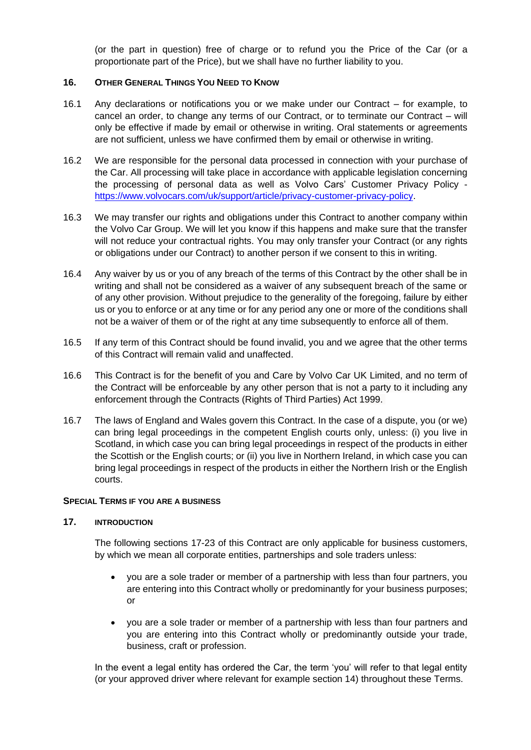(or the part in question) free of charge or to refund you the Price of the Car (or a proportionate part of the Price), but we shall have no further liability to you.

## 16. Other General Things You Need to Know

16.1 Any declarations or notifications you or we make under our Contract – for example, to cancel an order, to change any terms of our Contract, or to terminate our Contract – will only be effective if made by email or otherwise in writing. Oral statements or agreements are not sufficient, unless we have confirmed them by email or otherwise in writing.

16.2 We are responsible for the personal data processed in connection with your purchase of the Car. All processing will take place in accordance with applicable legislation concerning the processing of personal data as well as Volvo Cars' Customer Privacy Policy - https://www.volvocars.com/uk/support/article/privacy-customer-privacy-policy.

16.3 We may transfer our rights and obligations under this Contract to another company within the Volvo Car Group. We will let you know if this happens and make sure that the transfer will not reduce your contractual rights. You may only transfer your Contract (or any rights or obligations under our Contract) to another person if we consent to this in writing.

16.4 Any waiver by us or you of any breach of the terms of this Contract by the other shall be in writing and shall not be considered as a waiver of any subsequent breach of the same or of any other provision. Without prejudice to the generality of the foregoing, failure by either us or you to enforce or at any time or for any period any one or more of the conditions shall not be a waiver of them or of the right at any time subsequently to enforce all of them.

16.5 If any term of this Contract should be found invalid, you and we agree that the other terms of this Contract will remain valid and unaffected.

16.6 This Contract is for the benefit of you and Care by Volvo Car UK Limited, and no term of the Contract will be enforceable by any other person that is not a party to it including any enforcement through the Contracts (Rights of Third Parties) Act 1999.

16.7 The laws of England and Wales govern this Contract. In the case of a dispute, you (or we) can bring legal proceedings in the competent English courts only, unless: (i) you live in Scotland, in which case you can bring legal proceedings in respect of the products in either the Scottish or the English courts; or (ii) you live in Northern Ireland, in which case you can bring legal proceedings in respect of the products in either the Northern Irish or the English courts.

## Special Terms if you are a Business

## 17. Introduction

The following sections 17-23 of this Contract are only applicable for business customers, by which we mean all corporate entities, partnerships and sole traders unless:

- you are a sole trader or member of a partnership with less than four partners, you are entering into this Contract wholly or predominantly for your business purposes; or
- you are a sole trader or member of a partnership with less than four partners and you are entering into this Contract wholly or predominantly outside your trade, business, craft or profession.

In the event a legal entity has ordered the Car, the term 'you' will refer to that legal entity (or your approved driver where relevant for example section 14) throughout these Terms.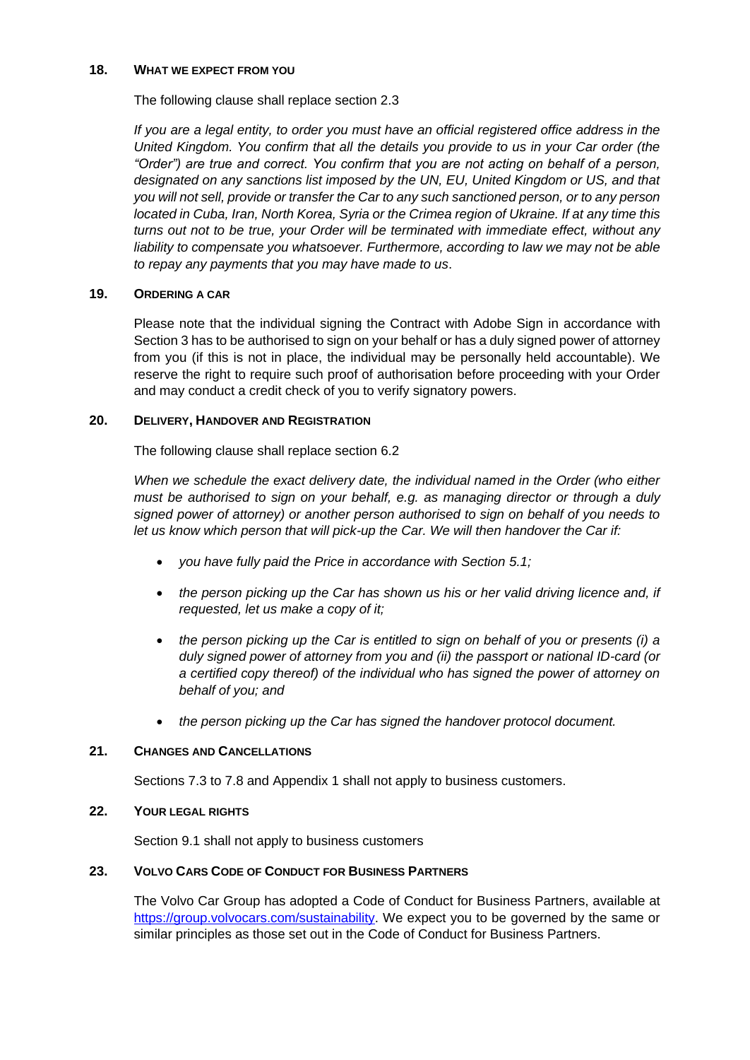## 18. WHAT WE EXPECT FROM YOU

The following clause shall replace section 2.3

*If you are a legal entity, to order you must have an official registered office address in the United Kingdom. You confirm that all the details you provide to us in your Car order (the "Order") are true and correct. You confirm that you are not acting on behalf of a person, designated on any sanctions list imposed by the UN, EU, United Kingdom or US, and that you will not sell, provide or transfer the Car to any such sanctioned person, or to any person located in Cuba, Iran, North Korea, Syria or the Crimea region of Ukraine. If at any time this turns out not to be true, your Order will be terminated with immediate effect, without any liability to compensate you whatsoever. Furthermore, according to law we may not be able to repay any payments that you may have made to us*.

## 19. ORDERING A CAR

Please note that the individual signing the Contract with Adobe Sign in accordance with Section 3 has to be authorised to sign on your behalf or has a duly signed power of attorney from you (if this is not in place, the individual may be personally held accountable). We reserve the right to require such proof of authorisation before proceeding with your Order and may conduct a credit check of you to verify signatory powers.

## 20. DELIVERY, HANDOVER AND REGISTRATION

The following clause shall replace section 6.2

*When we schedule the exact delivery date, the individual named in the Order (who either must be authorised to sign on your behalf, e.g. as managing director or through a duly signed power of attorney) or another person authorised to sign on behalf of you needs to let us know which person that will pick-up the Car. We will then handover the Car if:*

- *you have fully paid the Price in accordance with Section 5.1;*
- *the person picking up the Car has shown us his or her valid driving licence and, if requested, let us make a copy of it;*
- *the person picking up the Car is entitled to sign on behalf of you or presents (i) a duly signed power of attorney from you and (ii) the passport or national ID-card (or a certified copy thereof) of the individual who has signed the power of attorney on behalf of you; and*
- *the person picking up the Car has signed the handover protocol document.*

## 21. CHANGES AND CANCELLATIONS

Sections 7.3 to 7.8 and Appendix 1 shall not apply to business customers.

## 22. YOUR LEGAL RIGHTS

Section 9.1 shall not apply to business customers

## 23. VOLVO CARS CODE OF CONDUCT FOR BUSINESS PARTNERS

The Volvo Car Group has adopted a Code of Conduct for Business Partners, available at [https://group.volvocars.com/sustainability](https://group.volvocars.com/sustainability). We expect you to be governed by the same or similar principles as those set out in the Code of Conduct for Business Partners.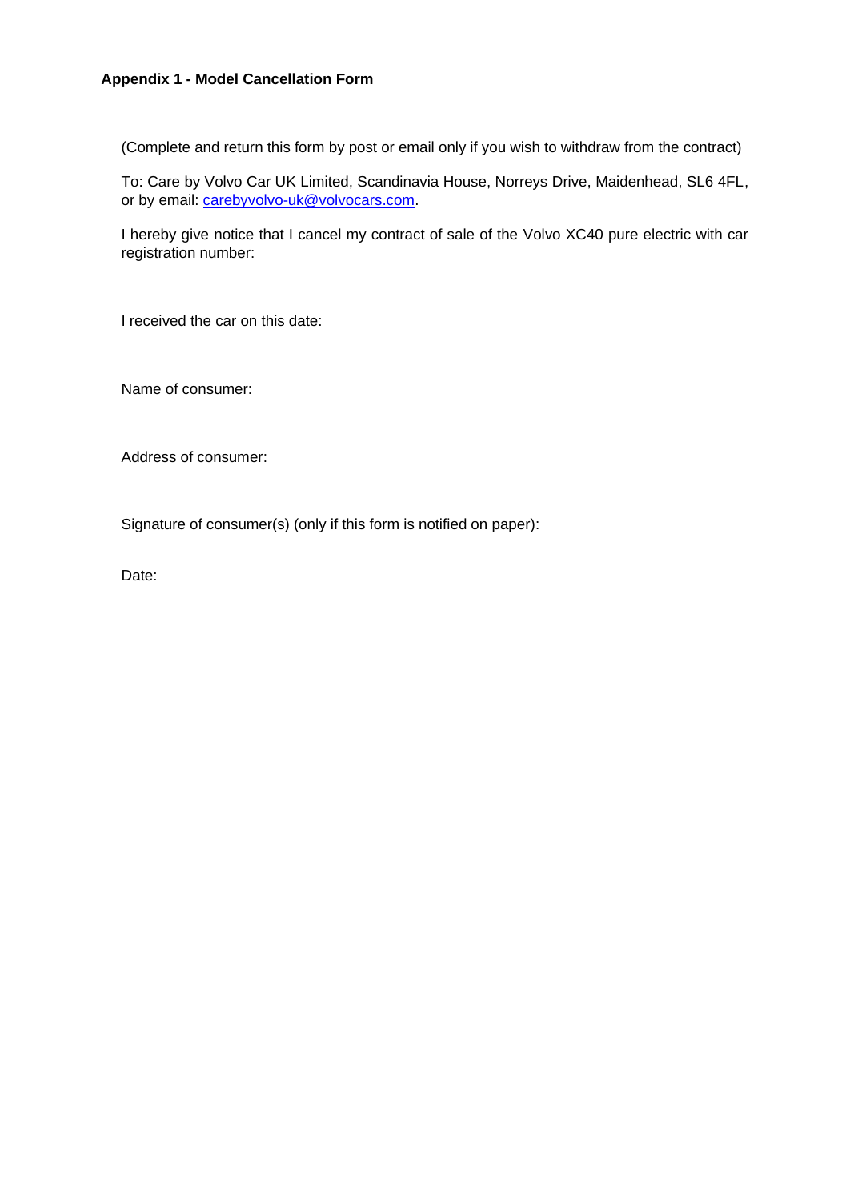**Appendix 1 - Model Cancellation Form**

(Complete and return this form by post or email only if you wish to withdraw from the contract)

To: Care by Volvo Car UK Limited, Scandinavia House, Norreys Drive, Maidenhead, SL6 4FL, or by email: carebyvolvo-uk@volvocars.com.

I hereby give notice that I cancel my contract of sale of the Volvo XC40 pure electric with car registration number:

I received the car on this date:

Name of consumer:

Address of consumer:

Signature of consumer(s) (only if this form is notified on paper):

Date: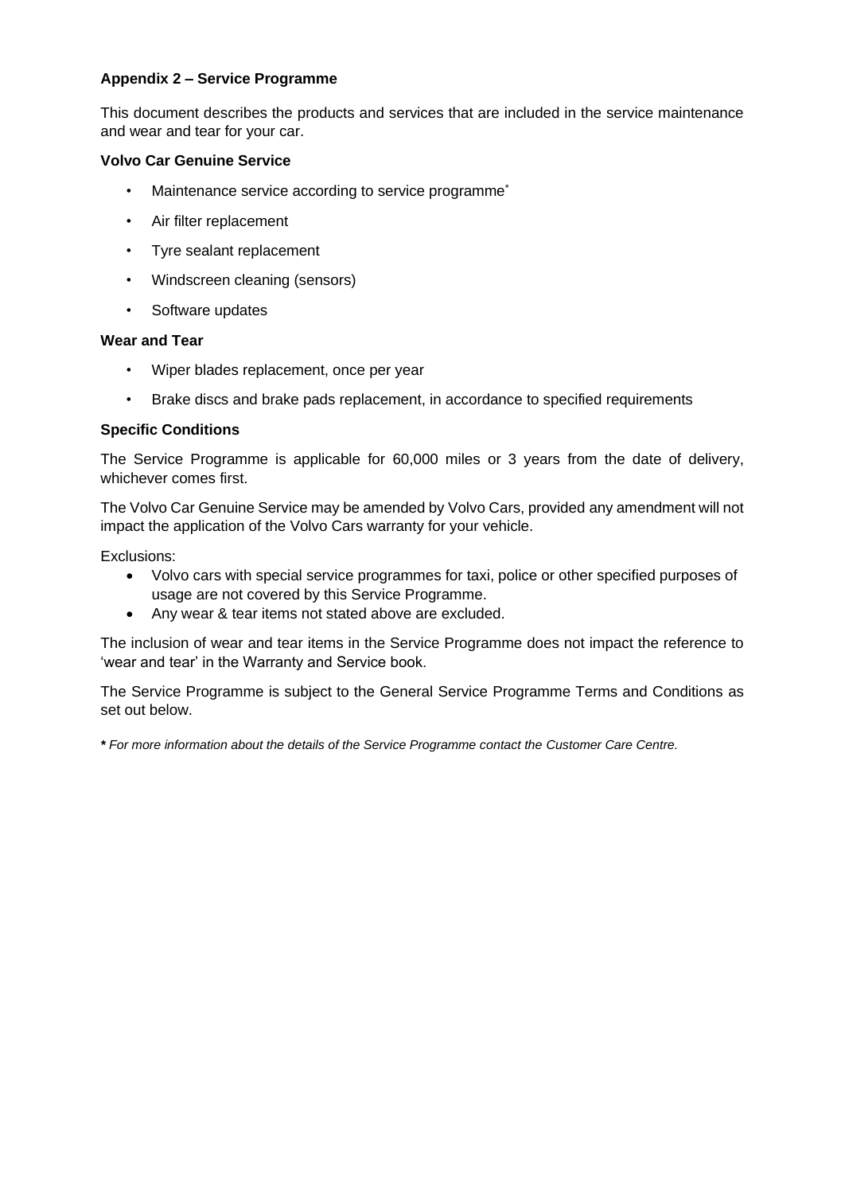**Appendix 2 – Service Programme**

This document describes the products and services that are included in the service maintenance and wear and tear for your car.

**Volvo Car Genuine Service**

- Maintenance service according to service programme*
- Air filter replacement
- Tyre sealant replacement
- Windscreen cleaning (sensors)
- Software updates

**Wear and Tear**

- Wiper blades replacement, once per year
- Brake discs and brake pads replacement, in accordance to specified requirements

**Specific Conditions**

The Service Programme is applicable for 60,000 miles or 3 years from the date of delivery, whichever comes first.

The Volvo Car Genuine Service may be amended by Volvo Cars, provided any amendment will not impact the application of the Volvo Cars warranty for your vehicle.

Exclusions:

- Volvo cars with special service programmes for taxi, police or other specified purposes of usage are not covered by this Service Programme.
- Any wear & tear items not stated above are excluded.

The inclusion of wear and tear items in the Service Programme does not impact the reference to 'wear and tear' in the Warranty and Service book.

The Service Programme is subject to the General Service Programme Terms and Conditions as set out below.

**\*** *For more information about the details of the Service Programme contact the Customer Care Centre.*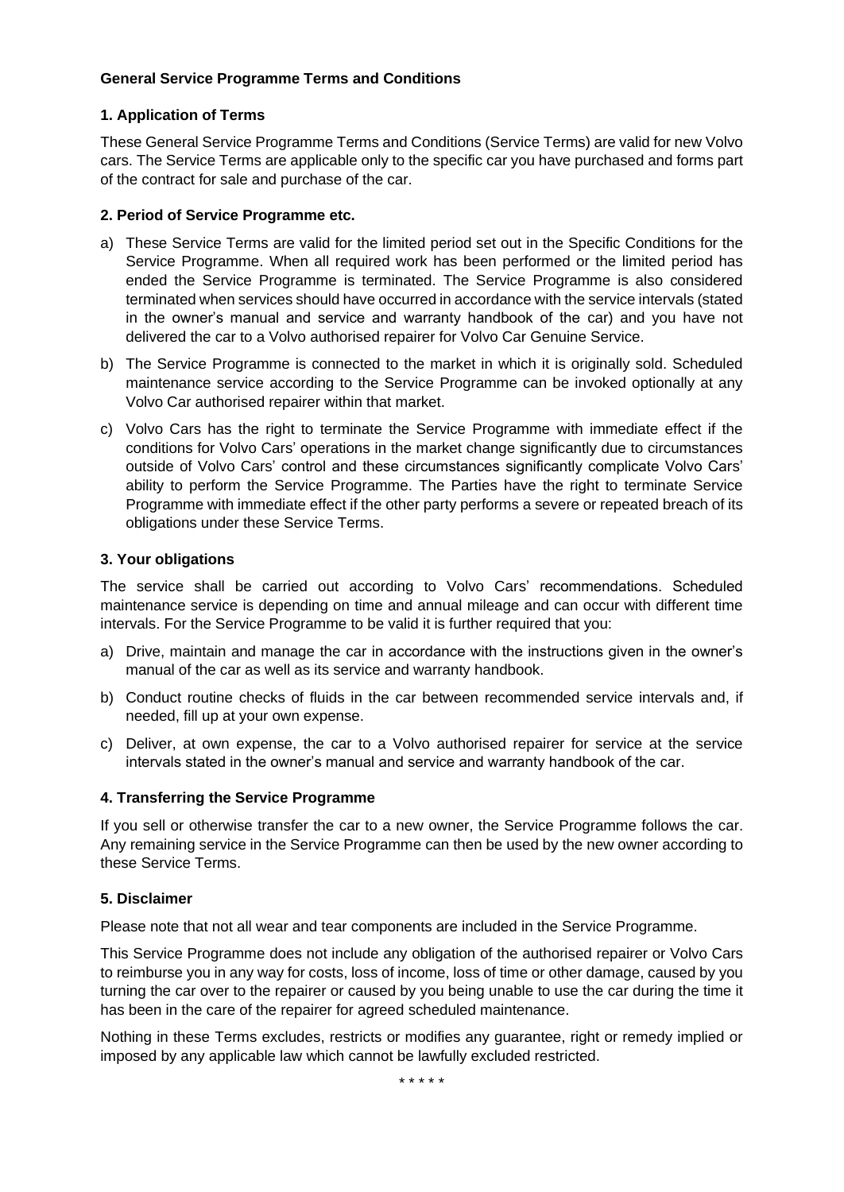**General Service Programme Terms and Conditions**

**1. Application of Terms**

These General Service Programme Terms and Conditions (Service Terms) are valid for new Volvo cars. The Service Terms are applicable only to the specific car you have purchased and forms part of the contract for sale and purchase of the car.

**2. Period of Service Programme etc.**

a) These Service Terms are valid for the limited period set out in the Specific Conditions for the Service Programme. When all required work has been performed or the limited period has ended the Service Programme is terminated. The Service Programme is also considered terminated when services should have occurred in accordance with the service intervals (stated in the owner's manual and service and warranty handbook of the car) and you have not delivered the car to a Volvo authorised repairer for Volvo Car Genuine Service.

b) The Service Programme is connected to the market in which it is originally sold. Scheduled maintenance service according to the Service Programme can be invoked optionally at any Volvo Car authorised repairer within that market.

c) Volvo Cars has the right to terminate the Service Programme with immediate effect if the conditions for Volvo Cars' operations in the market change significantly due to circumstances outside of Volvo Cars' control and these circumstances significantly complicate Volvo Cars' ability to perform the Service Programme. The Parties have the right to terminate Service Programme with immediate effect if the other party performs a severe or repeated breach of its obligations under these Service Terms.

**3. Your obligations**

The service shall be carried out according to Volvo Cars' recommendations. Scheduled maintenance service is depending on time and annual mileage and can occur with different time intervals. For the Service Programme to be valid it is further required that you:

a) Drive, maintain and manage the car in accordance with the instructions given in the owner's manual of the car as well as its service and warranty handbook.

b) Conduct routine checks of fluids in the car between recommended service intervals and, if needed, fill up at your own expense.

c) Deliver, at own expense, the car to a Volvo authorised repairer for service at the service intervals stated in the owner's manual and service and warranty handbook of the car.

**4. Transferring the Service Programme**

If you sell or otherwise transfer the car to a new owner, the Service Programme follows the car. Any remaining service in the Service Programme can then be used by the new owner according to these Service Terms.

**5. Disclaimer**

Please note that not all wear and tear components are included in the Service Programme.

This Service Programme does not include any obligation of the authorised repairer or Volvo Cars to reimburse you in any way for costs, loss of income, loss of time or other damage, caused by you turning the car over to the repairer or caused by you being unable to use the car during the time it has been in the care of the repairer for agreed scheduled maintenance.

Nothing in these Terms excludes, restricts or modifies any guarantee, right or remedy implied or imposed by any applicable law which cannot be lawfully excluded restricted.

\* \* \* \* \*